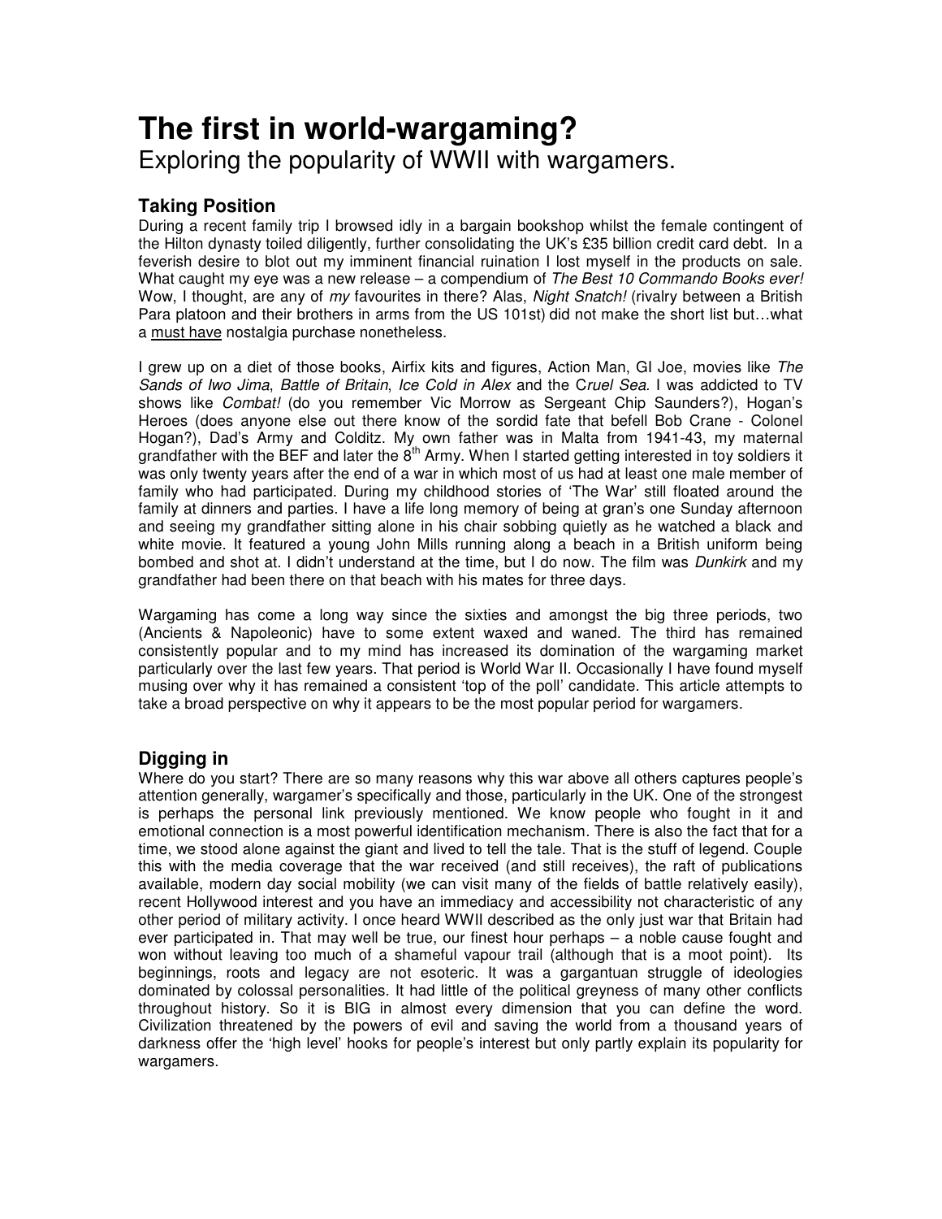# The first in world-wargaming?

Exploring the popularity of WWII with wargamers.

## Taking Position

During a recent family trip I browsed idly in a bargain bookshop whilst the female contingent of the Hilton dynasty toiled diligently, further consolidating the UK's £35 billion credit card debt. In a feverish desire to blot out my imminent financial ruination I lost myself in the products on sale. What caught my eye was a new release – a compendium of *The Best 10 Commando Books ever!* Wow, I thought, are any of *my* favourites in there? Alas, *Night Snatch!* (rivalry between a British Para platoon and their brothers in arms from the US 101st) did not make the short list but…what a <u>must have</u> nostalgia purchase nonetheless.

I grew up on a diet of those books, Airfix kits and figures, Action Man, GI Joe, movies like *The Sands of Iwo Jima*, *Battle of Britain*, *Ice Cold in Alex* and the C*ruel Sea*. I was addicted to TV shows like *Combat!* (do you remember Vic Morrow as Sergeant Chip Saunders?), Hogan's Heroes (does anyone else out there know of the sordid fate that befell Bob Crane - Colonel Hogan?), Dad's Army and Colditz. My own father was in Malta from 1941-43, my maternal grandfather with the BEF and later the 8th Army. When I started getting interested in toy soldiers it was only twenty years after the end of a war in which most of us had at least one male member of family who had participated. During my childhood stories of 'The War' still floated around the family at dinners and parties. I have a life long memory of being at gran's one Sunday afternoon and seeing my grandfather sitting alone in his chair sobbing quietly as he watched a black and white movie. It featured a young John Mills running along a beach in a British uniform being bombed and shot at. I didn't understand at the time, but I do now. The film was *Dunkirk* and my grandfather had been there on that beach with his mates for three days.

Wargaming has come a long way since the sixties and amongst the big three periods, two (Ancients & Napoleonic) have to some extent waxed and waned. The third has remained consistently popular and to my mind has increased its domination of the wargaming market particularly over the last few years. That period is World War II. Occasionally I have found myself musing over why it has remained a consistent 'top of the poll' candidate. This article attempts to take a broad perspective on why it appears to be the most popular period for wargamers.

## Digging in

Where do you start? There are so many reasons why this war above all others captures people's attention generally, wargamer's specifically and those, particularly in the UK. One of the strongest is perhaps the personal link previously mentioned. We know people who fought in it and emotional connection is a most powerful identification mechanism. There is also the fact that for a time, we stood alone against the giant and lived to tell the tale. That is the stuff of legend. Couple this with the media coverage that the war received (and still receives), the raft of publications available, modern day social mobility (we can visit many of the fields of battle relatively easily), recent Hollywood interest and you have an immediacy and accessibility not characteristic of any other period of military activity. I once heard WWII described as the only just war that Britain had ever participated in. That may well be true, our finest hour perhaps – a noble cause fought and won without leaving too much of a shameful vapour trail (although that is a moot point). Its beginnings, roots and legacy are not esoteric. It was a gargantuan struggle of ideologies dominated by colossal personalities. It had little of the political greyness of many other conflicts throughout history. So it is BIG in almost every dimension that you can define the word. Civilization threatened by the powers of evil and saving the world from a thousand years of darkness offer the 'high level' hooks for people's interest but only partly explain its popularity for wargamers.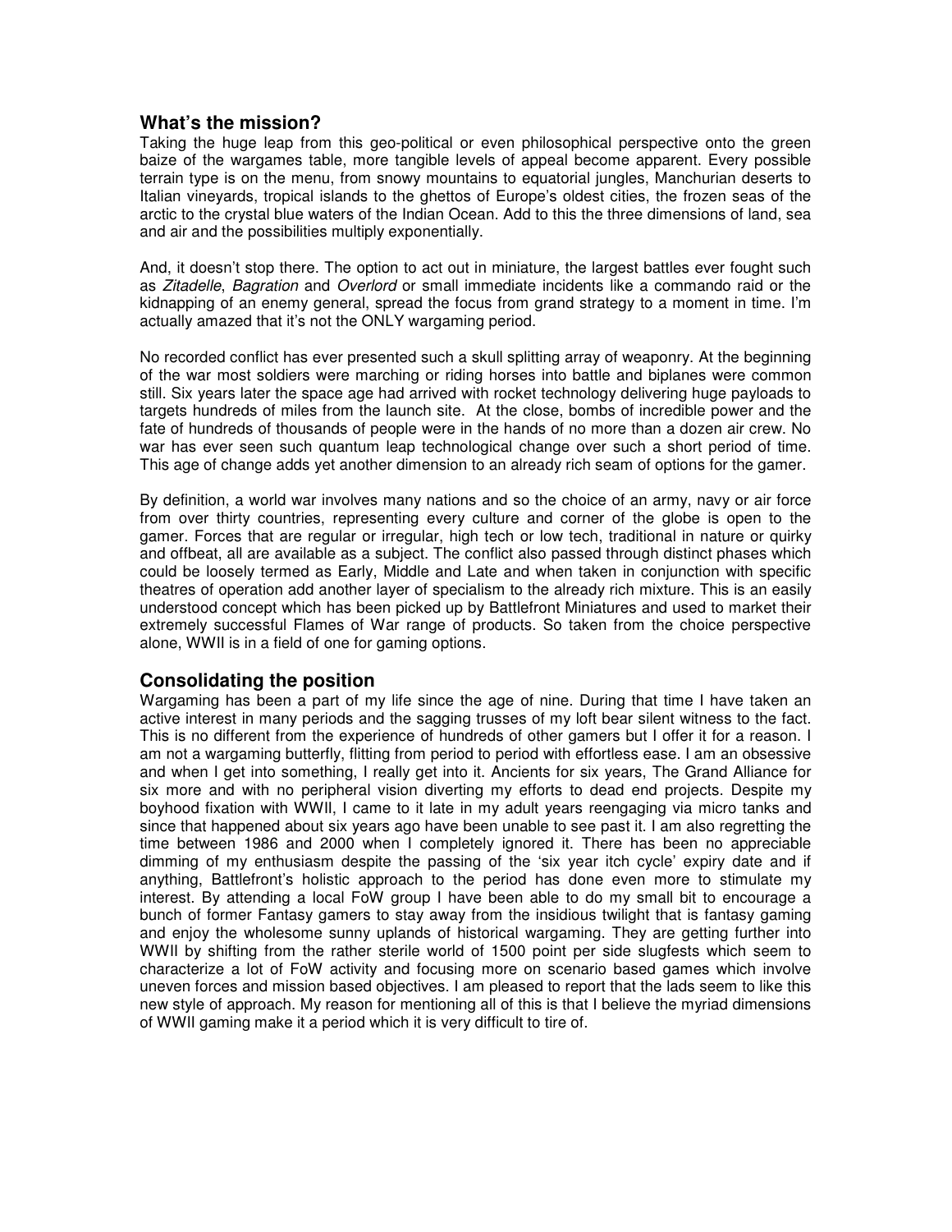## What's the mission?

Taking the huge leap from this geo-political or even philosophical perspective onto the green baize of the wargames table, more tangible levels of appeal become apparent. Every possible terrain type is on the menu, from snowy mountains to equatorial jungles, Manchurian deserts to Italian vineyards, tropical islands to the ghettos of Europe's oldest cities, the frozen seas of the arctic to the crystal blue waters of the Indian Ocean. Add to this the three dimensions of land, sea and air and the possibilities multiply exponentially.

And, it doesn't stop there. The option to act out in miniature, the largest battles ever fought such as *Zitadelle*, *Bagration* and *Overlord* or small immediate incidents like a commando raid or the kidnapping of an enemy general, spread the focus from grand strategy to a moment in time. I'm actually amazed that it's not the ONLY wargaming period.

No recorded conflict has ever presented such a skull splitting array of weaponry. At the beginning of the war most soldiers were marching or riding horses into battle and biplanes were common still. Six years later the space age had arrived with rocket technology delivering huge payloads to targets hundreds of miles from the launch site. At the close, bombs of incredible power and the fate of hundreds of thousands of people were in the hands of no more than a dozen air crew. No war has ever seen such quantum leap technological change over such a short period of time. This age of change adds yet another dimension to an already rich seam of options for the gamer.

By definition, a world war involves many nations and so the choice of an army, navy or air force from over thirty countries, representing every culture and corner of the globe is open to the gamer. Forces that are regular or irregular, high tech or low tech, traditional in nature or quirky and offbeat, all are available as a subject. The conflict also passed through distinct phases which could be loosely termed as Early, Middle and Late and when taken in conjunction with specific theatres of operation add another layer of specialism to the already rich mixture. This is an easily understood concept which has been picked up by Battlefront Miniatures and used to market their extremely successful Flames of War range of products. So taken from the choice perspective alone, WWII is in a field of one for gaming options.

## Consolidating the position

Wargaming has been a part of my life since the age of nine. During that time I have taken an active interest in many periods and the sagging trusses of my loft bear silent witness to the fact. This is no different from the experience of hundreds of other gamers but I offer it for a reason. I am not a wargaming butterfly, flitting from period to period with effortless ease. I am an obsessive and when I get into something, I really get into it. Ancients for six years, The Grand Alliance for six more and with no peripheral vision diverting my efforts to dead end projects. Despite my boyhood fixation with WWII, I came to it late in my adult years reengaging via micro tanks and since that happened about six years ago have been unable to see past it. I am also regretting the time between 1986 and 2000 when I completely ignored it. There has been no appreciable dimming of my enthusiasm despite the passing of the 'six year itch cycle' expiry date and if anything, Battlefront's holistic approach to the period has done even more to stimulate my interest. By attending a local FoW group I have been able to do my small bit to encourage a bunch of former Fantasy gamers to stay away from the insidious twilight that is fantasy gaming and enjoy the wholesome sunny uplands of historical wargaming. They are getting further into WWII by shifting from the rather sterile world of 1500 point per side slugfests which seem to characterize a lot of FoW activity and focusing more on scenario based games which involve uneven forces and mission based objectives. I am pleased to report that the lads seem to like this new style of approach. My reason for mentioning all of this is that I believe the myriad dimensions of WWII gaming make it a period which it is very difficult to tire of.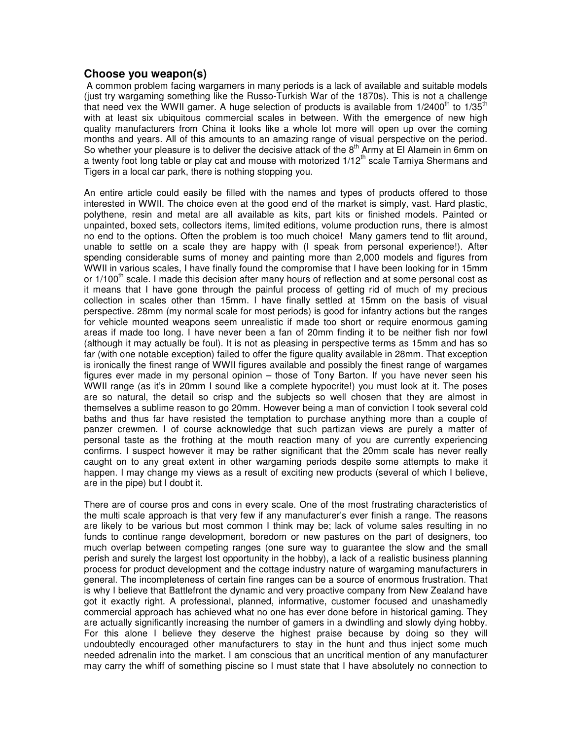## Choose you weapon(s)

A common problem facing wargamers in many periods is a lack of available and suitable models (just try wargaming something like the Russo-Turkish War of the 1870s). This is not a challenge that need vex the WWII gamer. A huge selection of products is available from 1/2400th to 1/35th with at least six ubiquitous commercial scales in between. With the emergence of new high quality manufacturers from China it looks like a whole lot more will open up over the coming months and years. All of this amounts to an amazing range of visual perspective on the period. So whether your pleasure is to deliver the decisive attack of the 8th Army at El Alamein in 6mm on a twenty foot long table or play cat and mouse with motorized 1/12th scale Tamiya Shermans and Tigers in a local car park, there is nothing stopping you.

An entire article could easily be filled with the names and types of products offered to those interested in WWII. The choice even at the good end of the market is simply, vast. Hard plastic, polythene, resin and metal are all available as kits, part kits or finished models. Painted or unpainted, boxed sets, collectors items, limited editions, volume production runs, there is almost no end to the options. Often the problem is too much choice! Many gamers tend to flit around, unable to settle on a scale they are happy with (I speak from personal experience!). After spending considerable sums of money and painting more than 2,000 models and figures from WWII in various scales, I have finally found the compromise that I have been looking for in 15mm or 1/100th scale. I made this decision after many hours of reflection and at some personal cost as it means that I have gone through the painful process of getting rid of much of my precious collection in scales other than 15mm. I have finally settled at 15mm on the basis of visual perspective. 28mm (my normal scale for most periods) is good for infantry actions but the ranges for vehicle mounted weapons seem unrealistic if made too short or require enormous gaming areas if made too long. I have never been a fan of 20mm finding it to be neither fish nor fowl (although it may actually be foul). It is not as pleasing in perspective terms as 15mm and has so far (with one notable exception) failed to offer the figure quality available in 28mm. That exception is ironically the finest range of WWII figures available and possibly the finest range of wargames figures ever made in my personal opinion – those of Tony Barton. If you have never seen his WWII range (as it's in 20mm I sound like a complete hypocrite!) you must look at it. The poses are so natural, the detail so crisp and the subjects so well chosen that they are almost in themselves a sublime reason to go 20mm. However being a man of conviction I took several cold baths and thus far have resisted the temptation to purchase anything more than a couple of panzer crewmen. I of course acknowledge that such partizan views are purely a matter of personal taste as the frothing at the mouth reaction many of you are currently experiencing confirms. I suspect however it may be rather significant that the 20mm scale has never really caught on to any great extent in other wargaming periods despite some attempts to make it happen. I may change my views as a result of exciting new products (several of which I believe, are in the pipe) but I doubt it.

There are of course pros and cons in every scale. One of the most frustrating characteristics of the multi scale approach is that very few if any manufacturer's ever finish a range. The reasons are likely to be various but most common I think may be; lack of volume sales resulting in no funds to continue range development, boredom or new pastures on the part of designers, too much overlap between competing ranges (one sure way to guarantee the slow and the small perish and surely the largest lost opportunity in the hobby), a lack of a realistic business planning process for product development and the cottage industry nature of wargaming manufacturers in general. The incompleteness of certain fine ranges can be a source of enormous frustration. That is why I believe that Battlefront the dynamic and very proactive company from New Zealand have got it exactly right. A professional, planned, informative, customer focused and unashamedly commercial approach has achieved what no one has ever done before in historical gaming. They are actually significantly increasing the number of gamers in a dwindling and slowly dying hobby. For this alone I believe they deserve the highest praise because by doing so they will undoubtedly encouraged other manufacturers to stay in the hunt and thus inject some much needed adrenalin into the market. I am conscious that an uncritical mention of any manufacturer may carry the whiff of something piscine so I must state that I have absolutely no connection to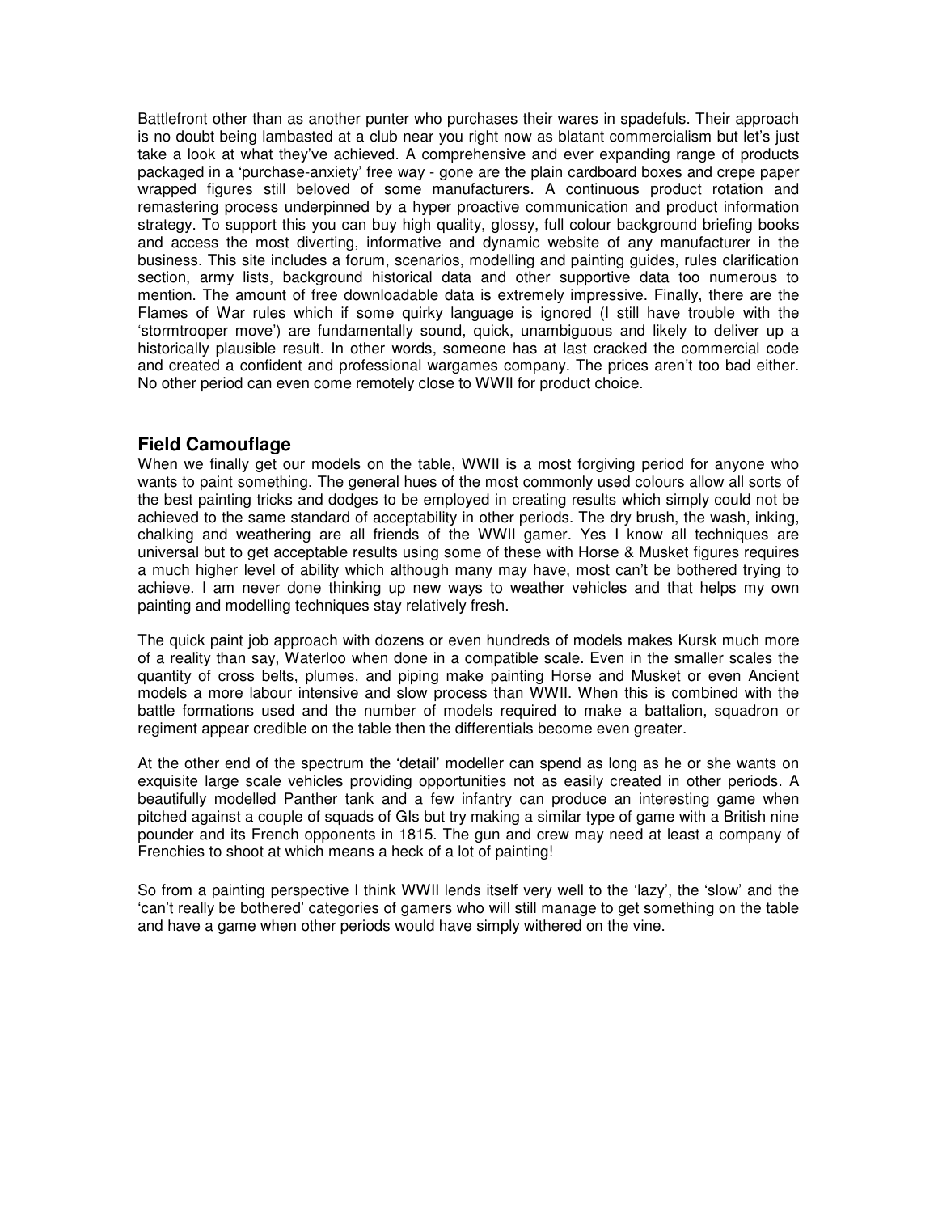Battlefront other than as another punter who purchases their wares in spadefuls. Their approach is no doubt being lambasted at a club near you right now as blatant commercialism but let's just take a look at what they've achieved. A comprehensive and ever expanding range of products packaged in a 'purchase-anxiety' free way - gone are the plain cardboard boxes and crepe paper wrapped figures still beloved of some manufacturers. A continuous product rotation and remastering process underpinned by a hyper proactive communication and product information strategy. To support this you can buy high quality, glossy, full colour background briefing books and access the most diverting, informative and dynamic website of any manufacturer in the business. This site includes a forum, scenarios, modelling and painting guides, rules clarification section, army lists, background historical data and other supportive data too numerous to mention. The amount of free downloadable data is extremely impressive. Finally, there are the Flames of War rules which if some quirky language is ignored (I still have trouble with the 'stormtrooper move') are fundamentally sound, quick, unambiguous and likely to deliver up a historically plausible result. In other words, someone has at last cracked the commercial code and created a confident and professional wargames company. The prices aren't too bad either. No other period can even come remotely close to WWII for product choice.

## Field Camouflage

When we finally get our models on the table, WWII is a most forgiving period for anyone who wants to paint something. The general hues of the most commonly used colours allow all sorts of the best painting tricks and dodges to be employed in creating results which simply could not be achieved to the same standard of acceptability in other periods. The dry brush, the wash, inking, chalking and weathering are all friends of the WWII gamer. Yes I know all techniques are universal but to get acceptable results using some of these with Horse & Musket figures requires a much higher level of ability which although many may have, most can't be bothered trying to achieve. I am never done thinking up new ways to weather vehicles and that helps my own painting and modelling techniques stay relatively fresh.

The quick paint job approach with dozens or even hundreds of models makes Kursk much more of a reality than say, Waterloo when done in a compatible scale. Even in the smaller scales the quantity of cross belts, plumes, and piping make painting Horse and Musket or even Ancient models a more labour intensive and slow process than WWII. When this is combined with the battle formations used and the number of models required to make a battalion, squadron or regiment appear credible on the table then the differentials become even greater.

At the other end of the spectrum the 'detail' modeller can spend as long as he or she wants on exquisite large scale vehicles providing opportunities not as easily created in other periods. A beautifully modelled Panther tank and a few infantry can produce an interesting game when pitched against a couple of squads of GIs but try making a similar type of game with a British nine pounder and its French opponents in 1815. The gun and crew may need at least a company of Frenchies to shoot at which means a heck of a lot of painting!

So from a painting perspective I think WWII lends itself very well to the 'lazy', the 'slow' and the 'can't really be bothered' categories of gamers who will still manage to get something on the table and have a game when other periods would have simply withered on the vine.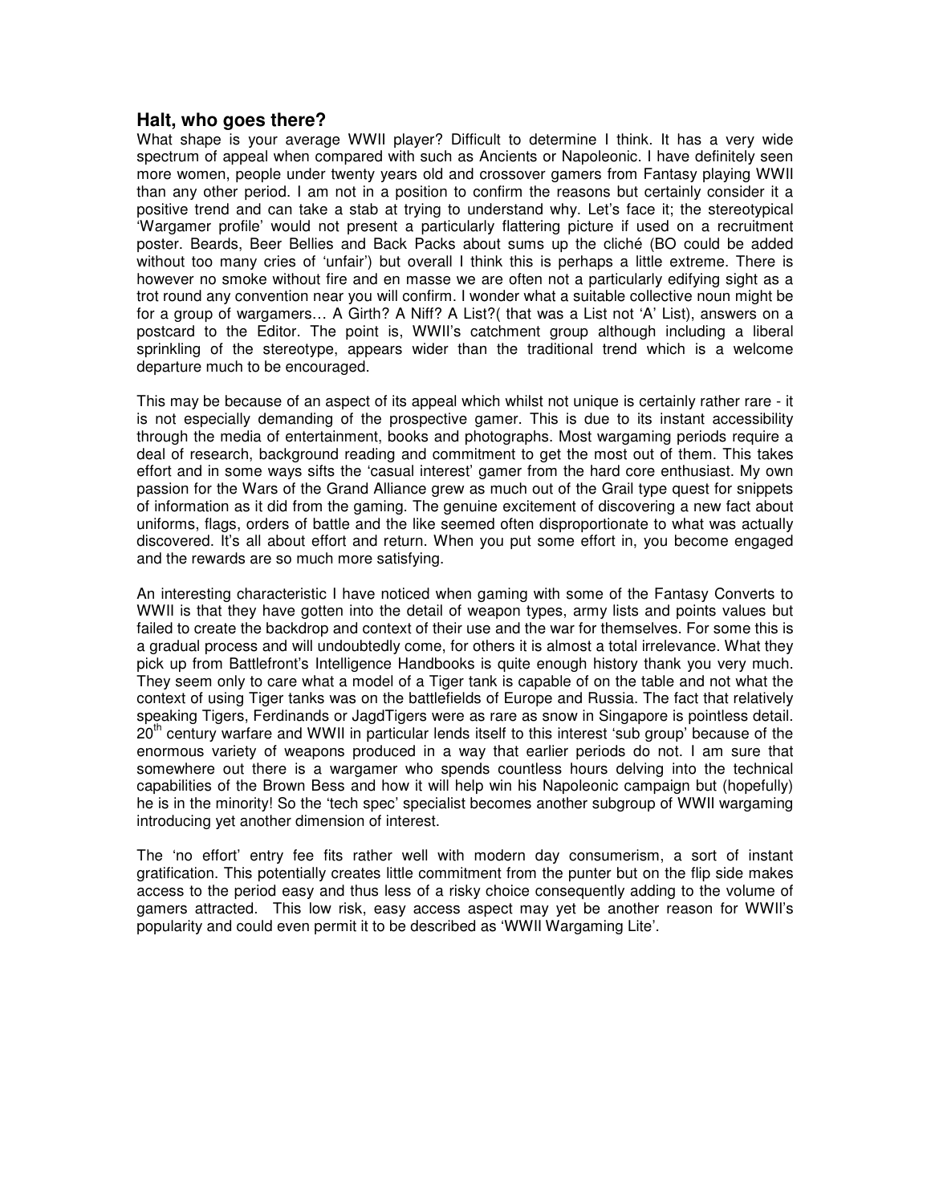## Halt, who goes there?

What shape is your average WWII player? Difficult to determine I think. It has a very wide spectrum of appeal when compared with such as Ancients or Napoleonic. I have definitely seen more women, people under twenty years old and crossover gamers from Fantasy playing WWII than any other period. I am not in a position to confirm the reasons but certainly consider it a positive trend and can take a stab at trying to understand why. Let's face it; the stereotypical 'Wargamer profile' would not present a particularly flattering picture if used on a recruitment poster. Beards, Beer Bellies and Back Packs about sums up the cliché (BO could be added without too many cries of 'unfair') but overall I think this is perhaps a little extreme. There is however no smoke without fire and en masse we are often not a particularly edifying sight as a trot round any convention near you will confirm. I wonder what a suitable collective noun might be for a group of wargamers… A Girth? A Niff? A List?( that was a List not 'A' List), answers on a postcard to the Editor. The point is, WWII's catchment group although including a liberal sprinkling of the stereotype, appears wider than the traditional trend which is a welcome departure much to be encouraged.

This may be because of an aspect of its appeal which whilst not unique is certainly rather rare - it is not especially demanding of the prospective gamer. This is due to its instant accessibility through the media of entertainment, books and photographs. Most wargaming periods require a deal of research, background reading and commitment to get the most out of them. This takes effort and in some ways sifts the 'casual interest' gamer from the hard core enthusiast. My own passion for the Wars of the Grand Alliance grew as much out of the Grail type quest for snippets of information as it did from the gaming. The genuine excitement of discovering a new fact about uniforms, flags, orders of battle and the like seemed often disproportionate to what was actually discovered. It's all about effort and return. When you put some effort in, you become engaged and the rewards are so much more satisfying.

An interesting characteristic I have noticed when gaming with some of the Fantasy Converts to WWII is that they have gotten into the detail of weapon types, army lists and points values but failed to create the backdrop and context of their use and the war for themselves. For some this is a gradual process and will undoubtedly come, for others it is almost a total irrelevance. What they pick up from Battlefront's Intelligence Handbooks is quite enough history thank you very much. They seem only to care what a model of a Tiger tank is capable of on the table and not what the context of using Tiger tanks was on the battlefields of Europe and Russia. The fact that relatively speaking Tigers, Ferdinands or JagdTigers were as rare as snow in Singapore is pointless detail. 20th century warfare and WWII in particular lends itself to this interest 'sub group' because of the enormous variety of weapons produced in a way that earlier periods do not. I am sure that somewhere out there is a wargamer who spends countless hours delving into the technical capabilities of the Brown Bess and how it will help win his Napoleonic campaign but (hopefully) he is in the minority! So the 'tech spec' specialist becomes another subgroup of WWII wargaming introducing yet another dimension of interest.

The 'no effort' entry fee fits rather well with modern day consumerism, a sort of instant gratification. This potentially creates little commitment from the punter but on the flip side makes access to the period easy and thus less of a risky choice consequently adding to the volume of gamers attracted. This low risk, easy access aspect may yet be another reason for WWII's popularity and could even permit it to be described as 'WWII Wargaming Lite'.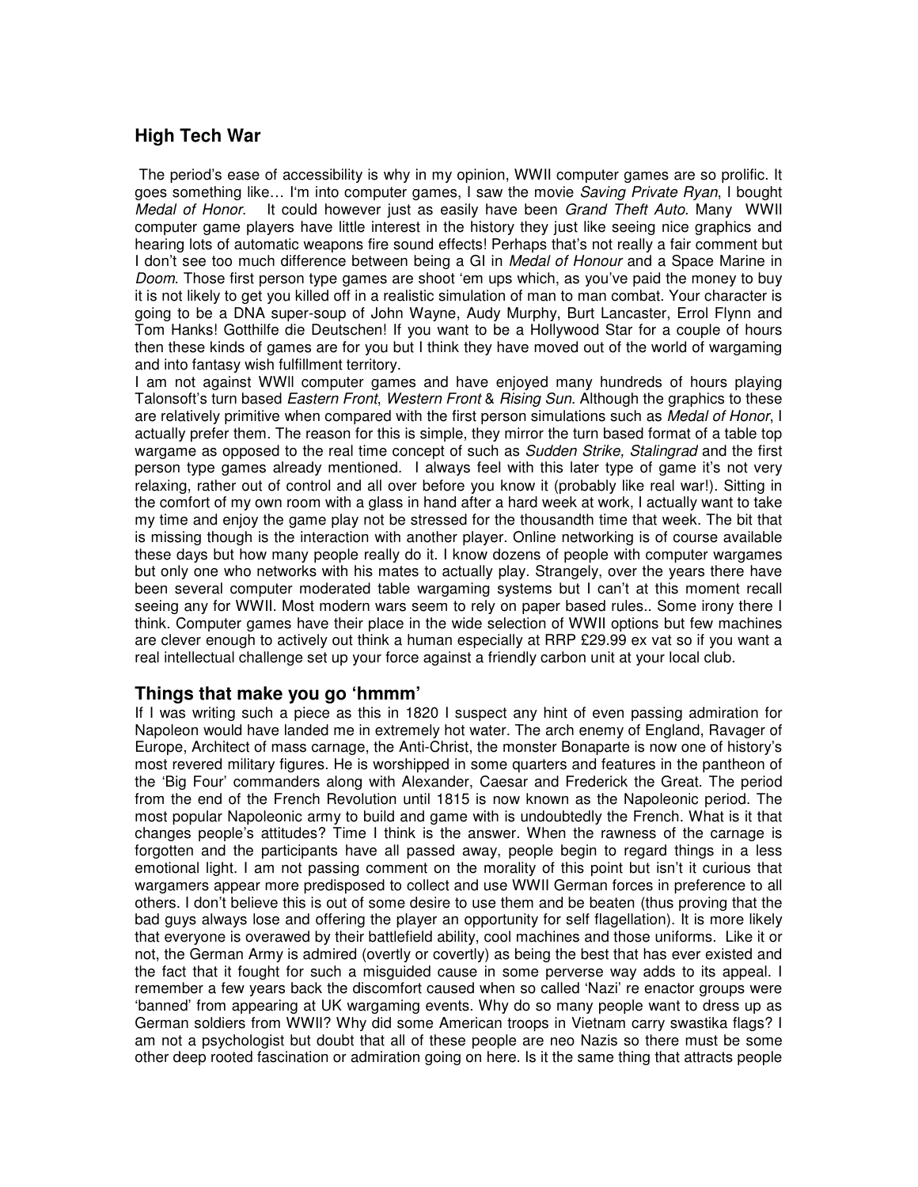## High Tech War

The period's ease of accessibility is why in my opinion, WWII computer games are so prolific. It goes something like… I'm into computer games, I saw the movie *Saving Private Ryan*, I bought *Medal of Honor*. It could however just as easily have been *Grand Theft Auto.* Many WWII computer game players have little interest in the history they just like seeing nice graphics and hearing lots of automatic weapons fire sound effects! Perhaps that's not really a fair comment but I don't see too much difference between being a GI in *Medal of Honour* and a Space Marine in *Doom*. Those first person type games are shoot 'em ups which, as you've paid the money to buy it is not likely to get you killed off in a realistic simulation of man to man combat. Your character is going to be a DNA super-soup of John Wayne, Audy Murphy, Burt Lancaster, Errol Flynn and Tom Hanks! Gotthilfe die Deutschen! If you want to be a Hollywood Star for a couple of hours then these kinds of games are for you but I think they have moved out of the world of wargaming and into fantasy wish fulfillment territory.

I am not against WWII computer games and have enjoyed many hundreds of hours playing Talonsoft's turn based *Eastern Front*, *Western Front* & *Rising Sun*. Although the graphics to these are relatively primitive when compared with the first person simulations such as *Medal of Honor*, I actually prefer them. The reason for this is simple, they mirror the turn based format of a table top wargame as opposed to the real time concept of such as *Sudden Strike, Stalingrad* and the first person type games already mentioned. I always feel with this later type of game it's not very relaxing, rather out of control and all over before you know it (probably like real war!). Sitting in the comfort of my own room with a glass in hand after a hard week at work, I actually want to take my time and enjoy the game play not be stressed for the thousandth time that week. The bit that is missing though is the interaction with another player. Online networking is of course available these days but how many people really do it. I know dozens of people with computer wargames but only one who networks with his mates to actually play. Strangely, over the years there have been several computer moderated table wargaming systems but I can't at this moment recall seeing any for WWII. Most modern wars seem to rely on paper based rules.. Some irony there I think. Computer games have their place in the wide selection of WWII options but few machines are clever enough to actively out think a human especially at RRP £29.99 ex vat so if you want a real intellectual challenge set up your force against a friendly carbon unit at your local club.

## Things that make you go 'hmmm'

If I was writing such a piece as this in 1820 I suspect any hint of even passing admiration for Napoleon would have landed me in extremely hot water. The arch enemy of England, Ravager of Europe, Architect of mass carnage, the Anti-Christ, the monster Bonaparte is now one of history's most revered military figures. He is worshipped in some quarters and features in the pantheon of the 'Big Four' commanders along with Alexander, Caesar and Frederick the Great. The period from the end of the French Revolution until 1815 is now known as the Napoleonic period. The most popular Napoleonic army to build and game with is undoubtedly the French. What is it that changes people's attitudes? Time I think is the answer. When the rawness of the carnage is forgotten and the participants have all passed away, people begin to regard things in a less emotional light. I am not passing comment on the morality of this point but isn't it curious that wargamers appear more predisposed to collect and use WWII German forces in preference to all others. I don't believe this is out of some desire to use them and be beaten (thus proving that the bad guys always lose and offering the player an opportunity for self flagellation). It is more likely that everyone is overawed by their battlefield ability, cool machines and those uniforms. Like it or not, the German Army is admired (overtly or covertly) as being the best that has ever existed and the fact that it fought for such a misguided cause in some perverse way adds to its appeal. I remember a few years back the discomfort caused when so called 'Nazi' re enactor groups were 'banned' from appearing at UK wargaming events. Why do so many people want to dress up as German soldiers from WWII? Why did some American troops in Vietnam carry swastika flags? I am not a psychologist but doubt that all of these people are neo Nazis so there must be some other deep rooted fascination or admiration going on here. Is it the same thing that attracts people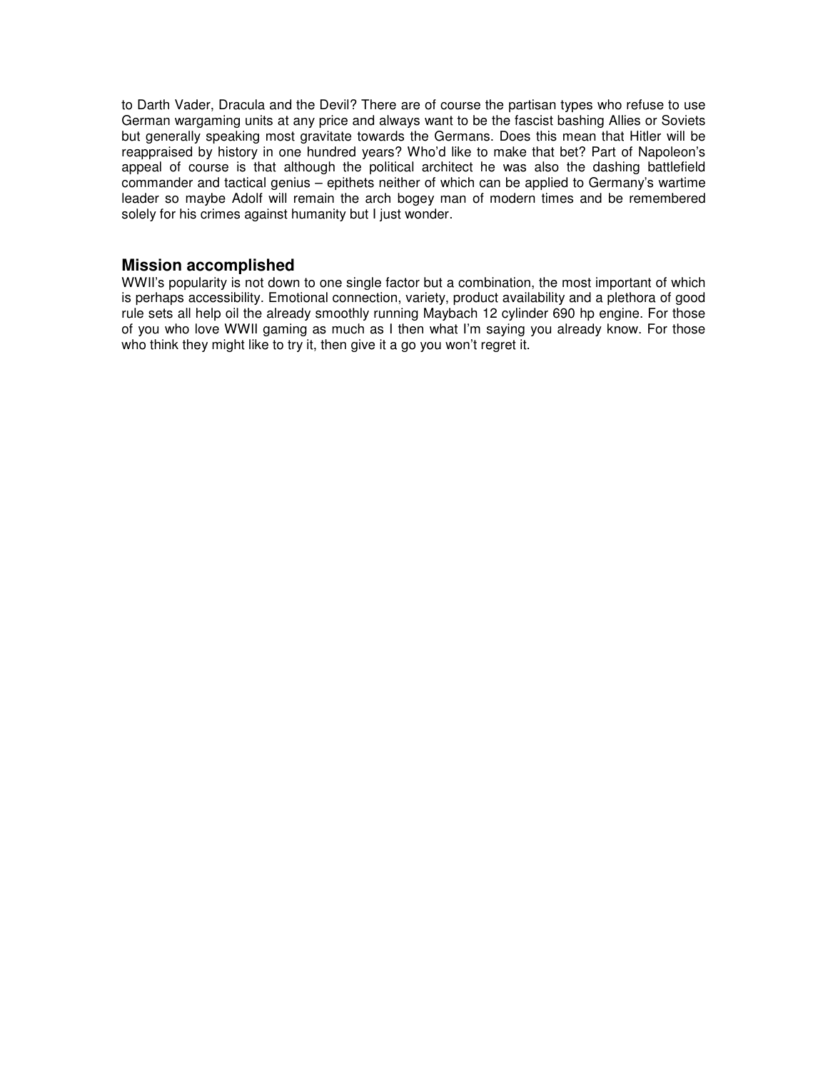to Darth Vader, Dracula and the Devil? There are of course the partisan types who refuse to use German wargaming units at any price and always want to be the fascist bashing Allies or Soviets but generally speaking most gravitate towards the Germans. Does this mean that Hitler will be reappraised by history in one hundred years? Who'd like to make that bet? Part of Napoleon's appeal of course is that although the political architect he was also the dashing battlefield commander and tactical genius – epithets neither of which can be applied to Germany's wartime leader so maybe Adolf will remain the arch bogey man of modern times and be remembered solely for his crimes against humanity but I just wonder.

## Mission accomplished

WWII's popularity is not down to one single factor but a combination, the most important of which is perhaps accessibility. Emotional connection, variety, product availability and a plethora of good rule sets all help oil the already smoothly running Maybach 12 cylinder 690 hp engine. For those of you who love WWII gaming as much as I then what I'm saying you already know. For those who think they might like to try it, then give it a go you won't regret it.